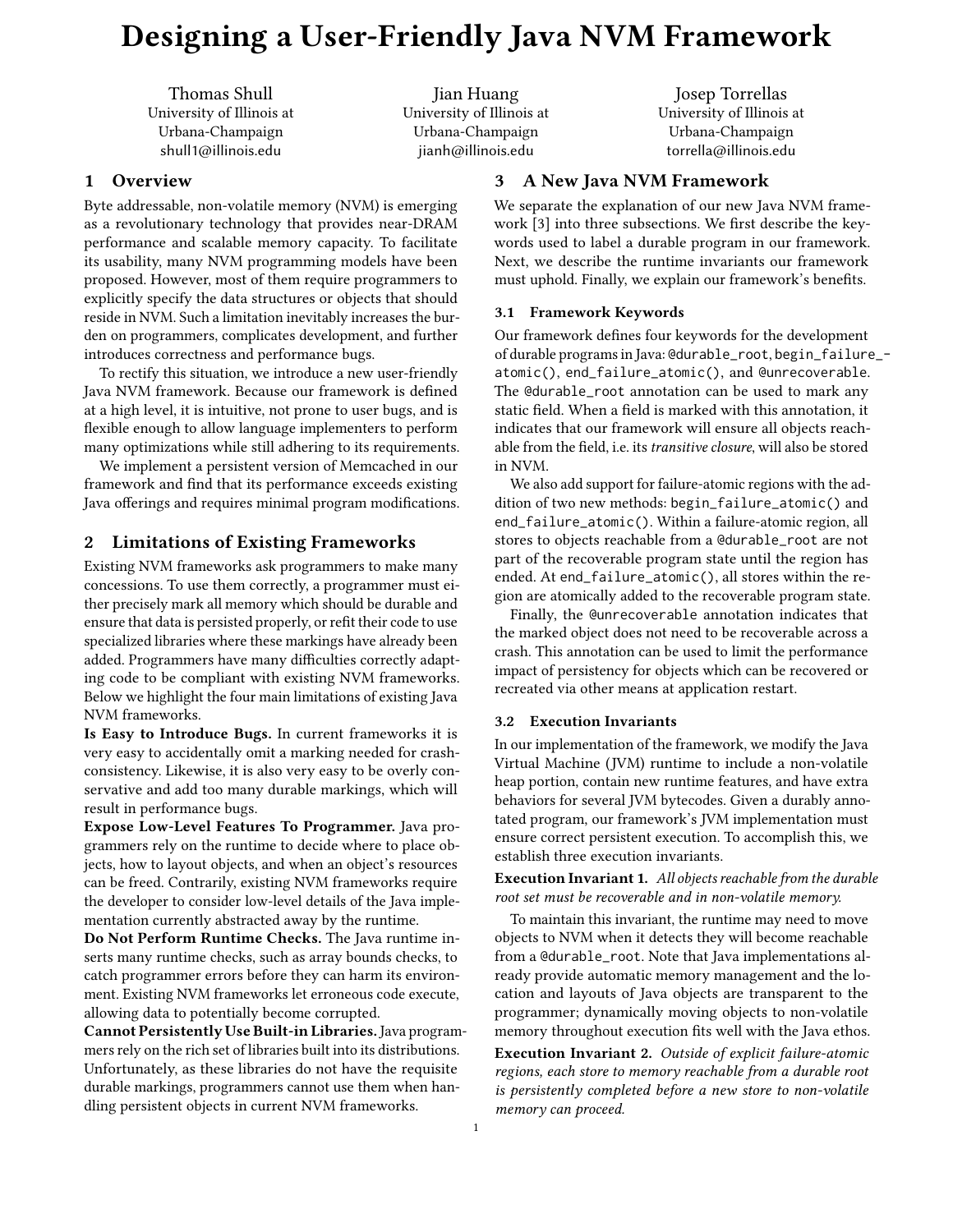# Designing a User-Friendly Java NVM Framework

Thomas Shull
University of Illinois at Urbana-Champaign
shull1@illinois.edu

Jian Huang
University of Illinois at Urbana-Champaign
jianh@illinois.edu

Josep Torrellas
University of Illinois at Urbana-Champaign
torrella@illinois.edu

## 1 Overview

Byte addressable, non-volatile memory (NVM) is emerging as a revolutionary technology that provides near-DRAM performance and scalable memory capacity. To facilitate its usability, many NVM programming models have been proposed. However, most of them require programmers to explicitly specify the data structures or objects that should reside in NVM. Such a limitation inevitably increases the burden on programmers, complicates development, and further introduces correctness and performance bugs.

To rectify this situation, we introduce a new user-friendly Java NVM framework. Because our framework is defined at a high level, it is intuitive, not prone to user bugs, and is flexible enough to allow language implementers to perform many optimizations while still adhering to its requirements.

We implement a persistent version of Memcached in our framework and find that its performance exceeds existing Java offerings and requires minimal program modifications.

## 2 Limitations of Existing Frameworks

Existing NVM frameworks ask programmers to make many concessions. To use them correctly, a programmer must either precisely mark all memory which should be durable and ensure that data is persisted properly, or refit their code to use specialized libraries where these markings have already been added. Programmers have many difficulties correctly adapting code to be compliant with existing NVM frameworks. Below we highlight the four main limitations of existing Java NVM frameworks.

**Is Easy to Introduce Bugs.** In current frameworks it is very easy to accidentally omit a marking needed for crash-consistency. Likewise, it is also very easy to be overly conservative and add too many durable markings, which will result in performance bugs.

**Expose Low-Level Features To Programmer.** Java programmers rely on the runtime to decide where to place objects, how to layout objects, and when an object's resources can be freed. Contrarily, existing NVM frameworks require the developer to consider low-level details of the Java implementation currently abstracted away by the runtime.

**Do Not Perform Runtime Checks.** The Java runtime inserts many runtime checks, such as array bounds checks, to catch programmer errors before they can harm its environment. Existing NVM frameworks let erroneous code execute, allowing data to potentially become corrupted.

**Cannot Persistently Use Built-in Libraries.** Java programmers rely on the rich set of libraries built into its distributions. Unfortunately, as these libraries do not have the requisite durable markings, programmers cannot use them when handling persistent objects in current NVM frameworks.

## 3 A New Java NVM Framework

We separate the explanation of our new Java NVM framework [3] into three subsections. We first describe the keywords used to label a durable program in our framework. Next, we describe the runtime invariants our framework must uphold. Finally, we explain our framework's benefits.

### 3.1 Framework Keywords

Our framework defines four keywords for the development of durable programs in Java: `@durable_root`, `begin_failure_atomic()`, `end_failure_atomic()`, and `@unrecoverable`. The `@durable_root` annotation can be used to mark any static field. When a field is marked with this annotation, it indicates that our framework will ensure all objects reachable from the field, i.e. its *transitive closure*, will also be stored in NVM.

We also add support for failure-atomic regions with the addition of two new methods: `begin_failure_atomic()` and `end_failure_atomic()`. Within a failure-atomic region, all stores to objects reachable from a `@durable_root` are not part of the recoverable program state until the region has ended. At `end_failure_atomic()`, all stores within the region are atomically added to the recoverable program state.

Finally, the `@unrecoverable` annotation indicates that the marked object does not need to be recoverable across a crash. This annotation can be used to limit the performance impact of persistency for objects which can be recovered or recreated via other means at application restart.

### 3.2 Execution Invariants

In our implementation of the framework, we modify the Java Virtual Machine (JVM) runtime to include a non-volatile heap portion, contain new runtime features, and have extra behaviors for several JVM bytecodes. Given a durably annotated program, our framework's JVM implementation must ensure correct persistent execution. To accomplish this, we establish three execution invariants.

**Execution Invariant 1.** *All objects reachable from the durable root set must be recoverable and in non-volatile memory.*

To maintain this invariant, the runtime may need to move objects to NVM when it detects they will become reachable from a `@durable_root`. Note that Java implementations already provide automatic memory management and the location and layouts of Java objects are transparent to the programmer; dynamically moving objects to non-volatile memory throughout execution fits well with the Java ethos.

**Execution Invariant 2.** *Outside of explicit failure-atomic regions, each store to memory reachable from a durable root is persistently completed before a new store to non-volatile memory can proceed.*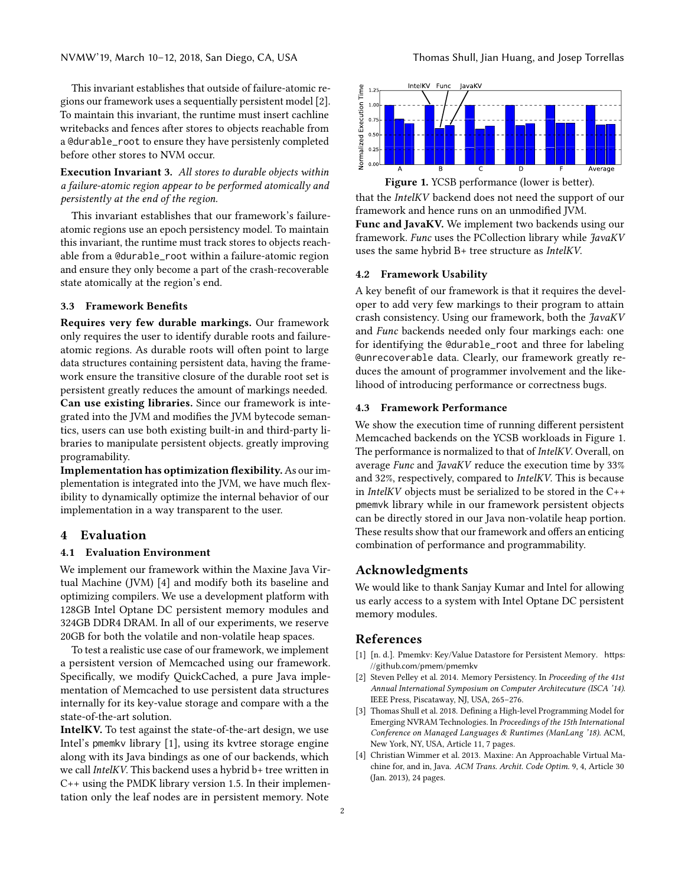This invariant establishes that outside of failure-atomic regions our framework uses a sequentially persistent model [2]. To maintain this invariant, the runtime must insert cachline writebacks and fences after stores to objects reachable from a @durable_root to ensure they have persistenly completed before other stores to NVM occur.

**Execution Invariant 3.** *All stores to durable objects within a failure-atomic region appear to be performed atomically and persistently at the end of the region.*

This invariant establishes that our framework's failure-atomic regions use an epoch persistency model. To maintain this invariant, the runtime must track stores to objects reachable from a @durable_root within a failure-atomic region and ensure they only become a part of the crash-recoverable state atomically at the region's end.

### 3.3 Framework Benefits

**Requires very few durable markings.** Our framework only requires the user to identify durable roots and failure-atomic regions. As durable roots will often point to large data structures containing persistent data, having the framework ensure the transitive closure of the durable root set is persistent greatly reduces the amount of markings needed.

**Can use existing libraries.** Since our framework is integrated into the JVM and modifies the JVM bytecode semantics, users can use both existing built-in and third-party libraries to manipulate persistent objects. greatly improving programability.

**Implementation has optimization flexibility.** As our implementation is integrated into the JVM, we have much flexibility to dynamically optimize the internal behavior of our implementation in a way transparent to the user.

## 4 Evaluation

### 4.1 Evaluation Environment

We implement our framework within the Maxine Java Virtual Machine (JVM) [4] and modify both its baseline and optimizing compilers. We use a development platform with 128GB Intel Optane DC persistent memory modules and 324GB DDR4 DRAM. In all of our experiments, we reserve 20GB for both the volatile and non-volatile heap spaces.

To test a realistic use case of our framework, we implement a persistent version of Memcached using our framework. Specifically, we modify QuickCached, a pure Java implementation of Memcached to use persistent data structures internally for its key-value storage and compare with a the state-of-the-art solution.

**IntelKV.** To test against the state-of-the-art design, we use Intel's pmemkv library [1], using its kvtree storage engine along with its Java bindings as one of our backends, which we call *IntelKV*. This backend uses a hybrid b+ tree written in C++ using the PMDK library version 1.5. In their implementation only the leaf nodes are in persistent memory. Note

IntelKV Func JavaKV

Normalized Execution Time

1.25
1.00
0.75
0.50
0.25
0.00

A B C D F Average

**Figure 1.** YCSB performance (lower is better).

that the *IntelKV* backend does not need the support of our framework and hence runs on an unmodified JVM.

**Func and JavaKV.** We implement two backends using our framework. *Func* uses the PCollection library while *JavaKV* uses the same hybrid B+ tree structure as *IntelKV*.

### 4.2 Framework Usability

A key benefit of our framework is that it requires the developer to add very few markings to their program to attain crash consistency. Using our framework, both the *JavaKV* and *Func* backends needed only four markings each: one for identifying the @durable_root and three for labeling @unrecoverable data. Clearly, our framework greatly reduces the amount of programmer involvement and the likelihood of introducing performance or correctness bugs.

### 4.3 Framework Performance

We show the execution time of running different persistent Memcached backends on the YCSB workloads in Figure 1. The performance is normalized to that of *IntelKV*. Overall, on average *Func* and *JavaKV* reduce the execution time by 33% and 32%, respectively, compared to *IntelKV*. This is because in *IntelKV* objects must be serialized to be stored in the C++ pmemvk library while in our framework persistent objects can be directly stored in our Java non-volatile heap portion. These results show that our framework and offers an enticing combination of performance and programmability.

## Acknowledgments

We would like to thank Sanjay Kumar and Intel for allowing us early access to a system with Intel Optane DC persistent memory modules.

## References

[1] [n. d.]. Pmemkv: Key/Value Datastore for Persistent Memory. https://github.com/pmem/pmemkv

[2] Steven Pelley et al. 2014. Memory Persistency. In *Proceeding of the 41st Annual International Symposium on Computer Architecuture (ISCA '14)*. IEEE Press, Piscataway, NJ, USA, 265–276.

[3] Thomas Shull et al. 2018. Defining a High-level Programming Model for Emerging NVRAM Technologies. In *Proceedings of the 15th International Conference on Managed Languages & Runtimes (ManLang '18)*. ACM, New York, NY, USA, Article 11, 7 pages.

[4] Christian Wimmer et al. 2013. Maxine: An Approachable Virtual Machine for, and in, Java. *ACM Trans. Archit. Code Optim.* 9, 4, Article 30 (Jan. 2013), 24 pages.